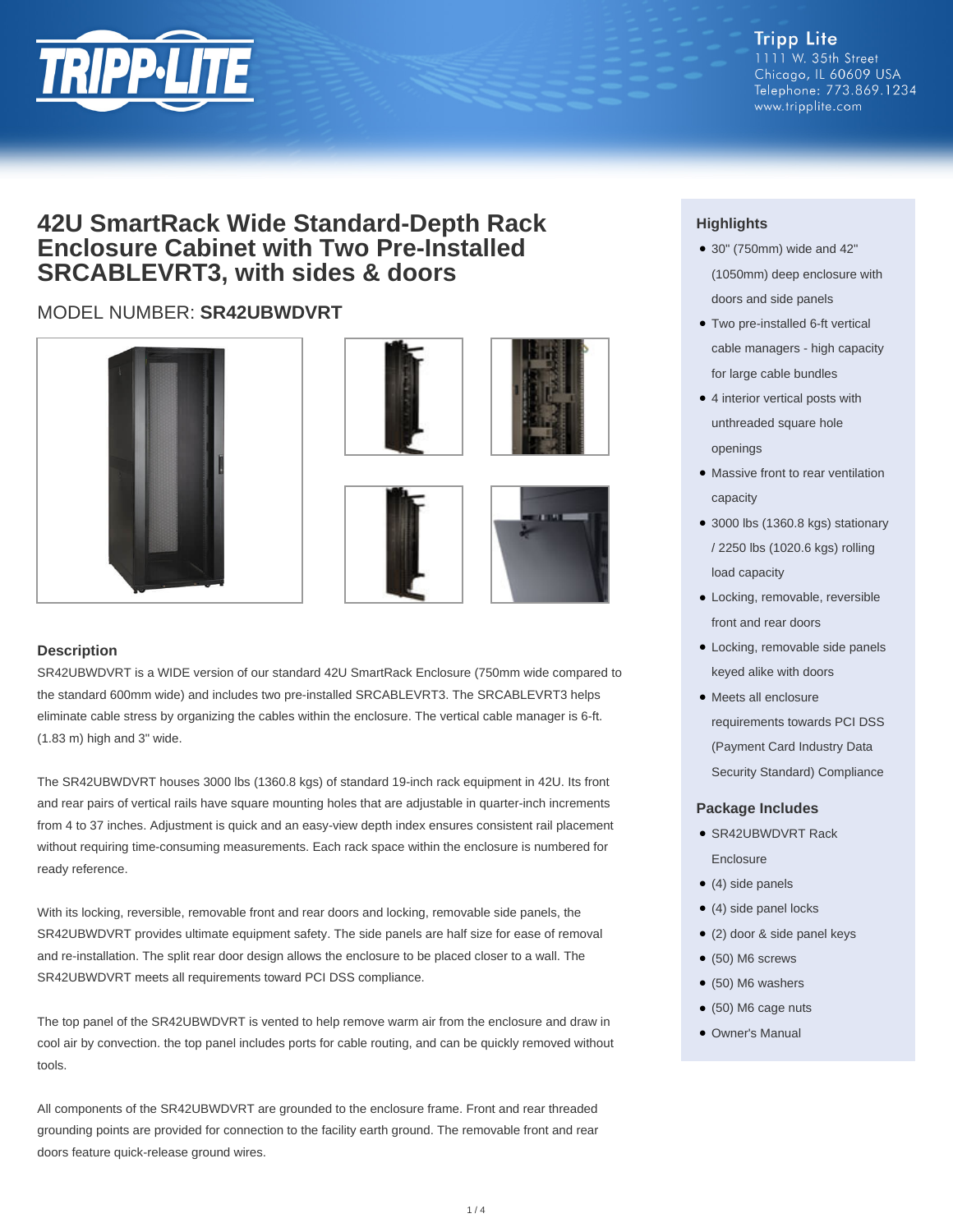Tripp Lite
1111 W. 35th Street
Chicago, IL 60609 USA
Telephone: 773.869.1234
www.tripplite.com

# 42U SmartRack Wide Standard-Depth Rack Enclosure Cabinet with Two Pre-Installed SRCABLEVRT3, with sides & doors

## MODEL NUMBER: **SR42UBWDVRT**

### Highlights

- 30" (750mm) wide and 42" (1050mm) deep enclosure with doors and side panels
- Two pre-installed 6-ft vertical cable managers - high capacity for large cable bundles
- 4 interior vertical posts with unthreaded square hole openings
- Massive front to rear ventilation capacity
- 3000 lbs (1360.8 kgs) stationary / 2250 lbs (1020.6 kgs) rolling load capacity
- Locking, removable, reversible front and rear doors
- Locking, removable side panels keyed alike with doors
- Meets all enclosure requirements towards PCI DSS (Payment Card Industry Data Security Standard) Compliance

### Package Includes

- SR42UBWDVRT Rack Enclosure
- (4) side panels
- (4) side panel locks
- (2) door & side panel keys
- (50) M6 screws
- (50) M6 washers
- (50) M6 cage nuts
- Owner's Manual

### Description

SR42UBWDVRT is a WIDE version of our standard 42U SmartRack Enclosure (750mm wide compared to the standard 600mm wide) and includes two pre-installed SRCABLEVRT3. The SRCABLEVRT3 helps eliminate cable stress by organizing the cables within the enclosure. The vertical cable manager is 6-ft. (1.83 m) high and 3" wide.

The SR42UBWDVRT houses 3000 lbs (1360.8 kgs) of standard 19-inch rack equipment in 42U. Its front and rear pairs of vertical rails have square mounting holes that are adjustable in quarter-inch increments from 4 to 37 inches. Adjustment is quick and an easy-view depth index ensures consistent rail placement without requiring time-consuming measurements. Each rack space within the enclosure is numbered for ready reference.

With its locking, reversible, removable front and rear doors and locking, removable side panels, the SR42UBWDVRT provides ultimate equipment safety. The side panels are half size for ease of removal and re-installation. The split rear door design allows the enclosure to be placed closer to a wall. The SR42UBWDVRT meets all requirements toward PCI DSS compliance.

The top panel of the SR42UBWDVRT is vented to help remove warm air from the enclosure and draw in cool air by convection. the top panel includes ports for cable routing, and can be quickly removed without tools.

All components of the SR42UBWDVRT are grounded to the enclosure frame. Front and rear threaded grounding points are provided for connection to the facility earth ground. The removable front and rear doors feature quick-release ground wires.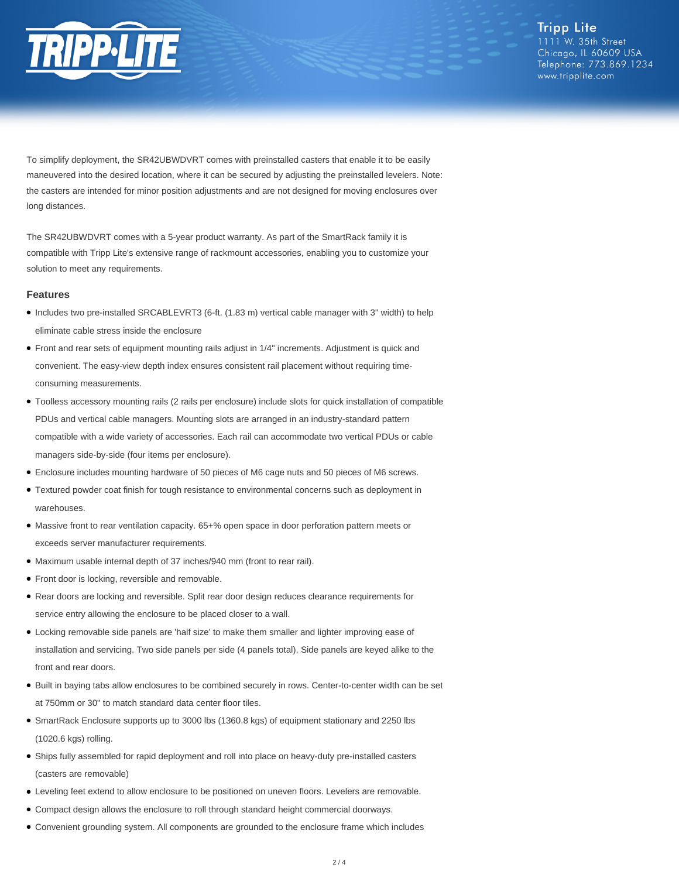To simplify deployment, the SR42UBWDVRT comes with preinstalled casters that enable it to be easily maneuvered into the desired location, where it can be secured by adjusting the preinstalled levelers. Note: the casters are intended for minor position adjustments and are not designed for moving enclosures over long distances.

The SR42UBWDVRT comes with a 5-year product warranty. As part of the SmartRack family it is compatible with Tripp Lite's extensive range of rackmount accessories, enabling you to customize your solution to meet any requirements.

### Features

- Includes two pre-installed SRCABLEVRT3 (6-ft. (1.83 m) vertical cable manager with 3" width) to help eliminate cable stress inside the enclosure
- Front and rear sets of equipment mounting rails adjust in 1/4" increments. Adjustment is quick and convenient. The easy-view depth index ensures consistent rail placement without requiring time-consuming measurements.
- Toolless accessory mounting rails (2 rails per enclosure) include slots for quick installation of compatible PDUs and vertical cable managers. Mounting slots are arranged in an industry-standard pattern compatible with a wide variety of accessories. Each rail can accommodate two vertical PDUs or cable managers side-by-side (four items per enclosure).
- Enclosure includes mounting hardware of 50 pieces of M6 cage nuts and 50 pieces of M6 screws.
- Textured powder coat finish for tough resistance to environmental concerns such as deployment in warehouses.
- Massive front to rear ventilation capacity. 65+% open space in door perforation pattern meets or exceeds server manufacturer requirements.
- Maximum usable internal depth of 37 inches/940 mm (front to rear rail).
- Front door is locking, reversible and removable.
- Rear doors are locking and reversible. Split rear door design reduces clearance requirements for service entry allowing the enclosure to be placed closer to a wall.
- Locking removable side panels are 'half size' to make them smaller and lighter improving ease of installation and servicing. Two side panels per side (4 panels total). Side panels are keyed alike to the front and rear doors.
- Built in baying tabs allow enclosures to be combined securely in rows. Center-to-center width can be set at 750mm or 30" to match standard data center floor tiles.
- SmartRack Enclosure supports up to 3000 lbs (1360.8 kgs) of equipment stationary and 2250 lbs (1020.6 kgs) rolling.
- Ships fully assembled for rapid deployment and roll into place on heavy-duty pre-installed casters (casters are removable)
- Leveling feet extend to allow enclosure to be positioned on uneven floors. Levelers are removable.
- Compact design allows the enclosure to roll through standard height commercial doorways.
- Convenient grounding system. All components are grounded to the enclosure frame which includes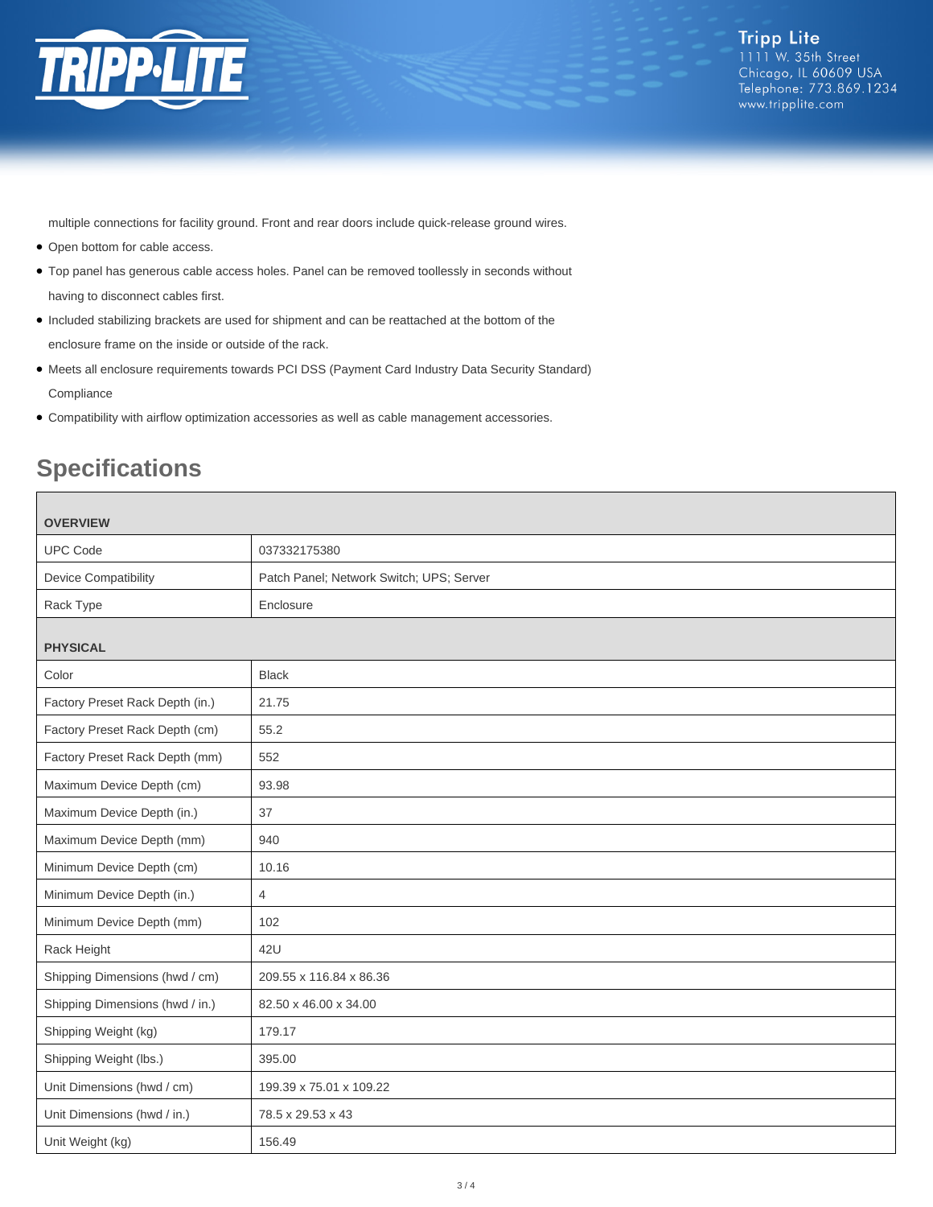multiple connections for facility ground. Front and rear doors include quick-release ground wires.

- Open bottom for cable access.
- Top panel has generous cable access holes. Panel can be removed toollessly in seconds without having to disconnect cables first.
- Included stabilizing brackets are used for shipment and can be reattached at the bottom of the enclosure frame on the inside or outside of the rack.
- Meets all enclosure requirements towards PCI DSS (Payment Card Industry Data Security Standard) Compliance
- Compatibility with airflow optimization accessories as well as cable management accessories.

## Specifications

| **OVERVIEW** | |
|---|---|
| UPC Code | 037332175380 |
| Device Compatibility | Patch Panel; Network Switch; UPS; Server |
| Rack Type | Enclosure |
| **PHYSICAL** | |
| Color | Black |
| Factory Preset Rack Depth (in.) | 21.75 |
| Factory Preset Rack Depth (cm) | 55.2 |
| Factory Preset Rack Depth (mm) | 552 |
| Maximum Device Depth (cm) | 93.98 |
| Maximum Device Depth (in.) | 37 |
| Maximum Device Depth (mm) | 940 |
| Minimum Device Depth (cm) | 10.16 |
| Minimum Device Depth (in.) | 4 |
| Minimum Device Depth (mm) | 102 |
| Rack Height | 42U |
| Shipping Dimensions (hwd / cm) | 209.55 x 116.84 x 86.36 |
| Shipping Dimensions (hwd / in.) | 82.50 x 46.00 x 34.00 |
| Shipping Weight (kg) | 179.17 |
| Shipping Weight (lbs.) | 395.00 |
| Unit Dimensions (hwd / cm) | 199.39 x 75.01 x 109.22 |
| Unit Dimensions (hwd / in.) | 78.5 x 29.53 x 43 |
| Unit Weight (kg) | 156.49 |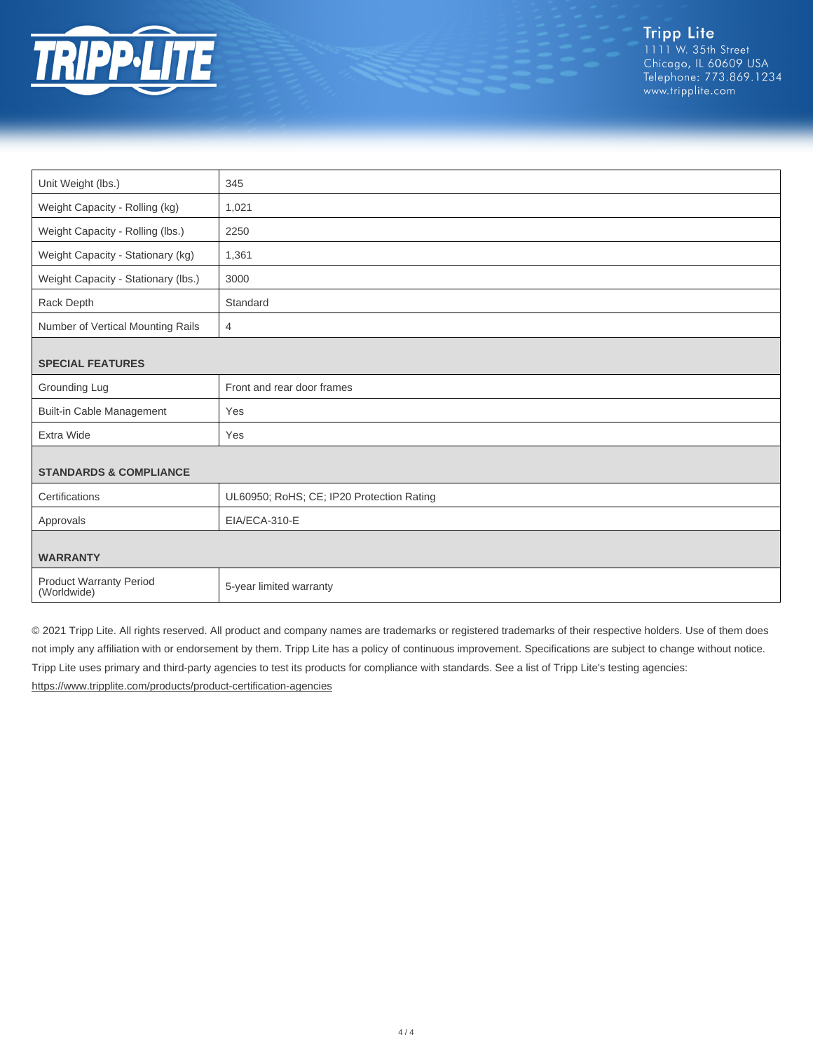| | |
|---|---|
| Unit Weight (lbs.) | 345 |
| Weight Capacity - Rolling (kg) | 1,021 |
| Weight Capacity - Rolling (lbs.) | 2250 |
| Weight Capacity - Stationary (kg) | 1,361 |
| Weight Capacity - Stationary (lbs.) | 3000 |
| Rack Depth | Standard |
| Number of Vertical Mounting Rails | 4 |
| **SPECIAL FEATURES** | |
| Grounding Lug | Front and rear door frames |
| Built-in Cable Management | Yes |
| Extra Wide | Yes |
| **STANDARDS & COMPLIANCE** | |
| Certifications | UL60950; RoHS; CE; IP20 Protection Rating |
| Approvals | EIA/ECA-310-E |
| **WARRANTY** | |
| Product Warranty Period (Worldwide) | 5-year limited warranty |

© 2021 Tripp Lite. All rights reserved. All product and company names are trademarks or registered trademarks of their respective holders. Use of them does not imply any affiliation with or endorsement by them. Tripp Lite has a policy of continuous improvement. Specifications are subject to change without notice. Tripp Lite uses primary and third-party agencies to test its products for compliance with standards. See a list of Tripp Lite's testing agencies: https://www.tripplite.com/products/product-certification-agencies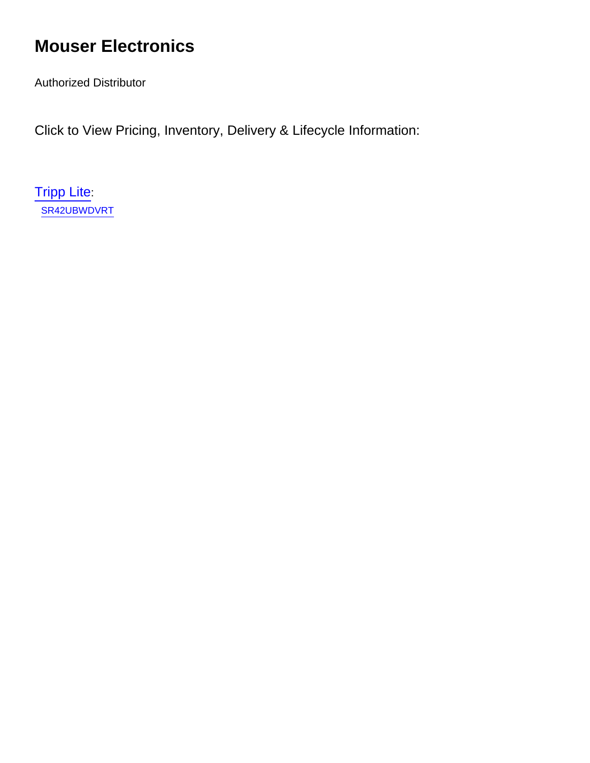# Mouser Electronics

Authorized Distributor

Click to View Pricing, Inventory, Delivery & Lifecycle Information:

Tripp Lite:

SR42UBWDVRT